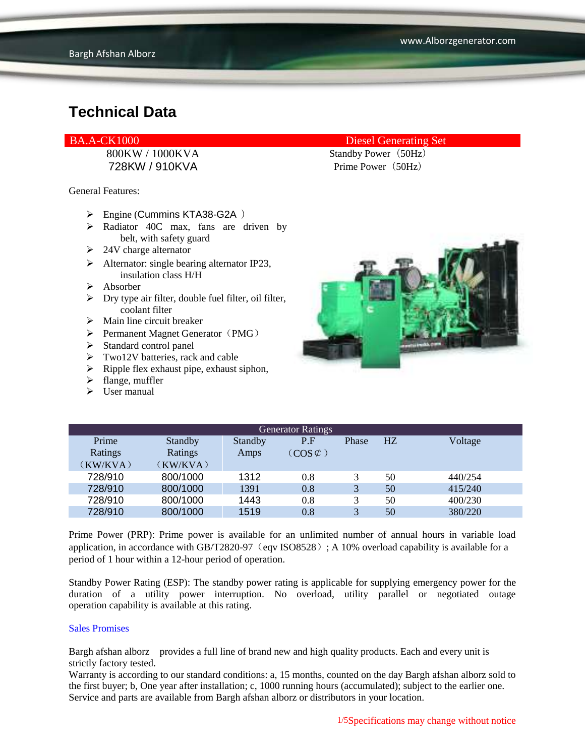# Technical Data

| BA.A-CK1000 | Diesel Generating Set |
|---|---|
| 800KW / 1000KVA | Standby Power（50Hz） |
| 728KW / 910KVA | Prime Power（50Hz） |

General Features:

- Engine (Cummins KTA38-G2A ）
- Radiator 40C max, fans are driven by belt, with safety guard
- 24V charge alternator
- Alternator: single bearing alternator IP23, insulation class H/H
- Absorber
- Dry type air filter, double fuel filter, oil filter, coolant filter
- Main line circuit breaker
- Permanent Magnet Generator（PMG）
- Standard control panel
- Two12V batteries, rack and cable
- Ripple flex exhaust pipe, exhaust siphon,
- flange, muffler
- User manual

| Generator Ratings | | | | | | |
|---|---|---|---|---|---|---|
| Prime Ratings（KW/KVA） | Standby Ratings（KW/KVA） | Standby Amps | P.F（COS¢） | Phase | HZ | Voltage |
| 728/910 | 800/1000 | 1312 | 0.8 | 3 | 50 | 440/254 |
| 728/910 | 800/1000 | 1391 | 0.8 | 3 | 50 | 415/240 |
| 728/910 | 800/1000 | 1443 | 0.8 | 3 | 50 | 400/230 |
| 728/910 | 800/1000 | 1519 | 0.8 | 3 | 50 | 380/220 |

Prime Power (PRP): Prime power is available for an unlimited number of annual hours in variable load application, in accordance with GB/T2820-97（eqv ISO8528）; A 10% overload capability is available for a period of 1 hour within a 12-hour period of operation.

Standby Power Rating (ESP): The standby power rating is applicable for supplying emergency power for the duration of a utility power interruption. No overload, utility parallel or negotiated outage operation capability is available at this rating.

Sales Promises

Bargh afshan alborz provides a full line of brand new and high quality products. Each and every unit is strictly factory tested.
Warranty is according to our standard conditions: a, 15 months, counted on the day Bargh afshan alborz sold to the first buyer; b, One year after installation; c, 1000 running hours (accumulated); subject to the earlier one.
Service and parts are available from Bargh afshan alborz or distributors in your location.

Specifications may change without notice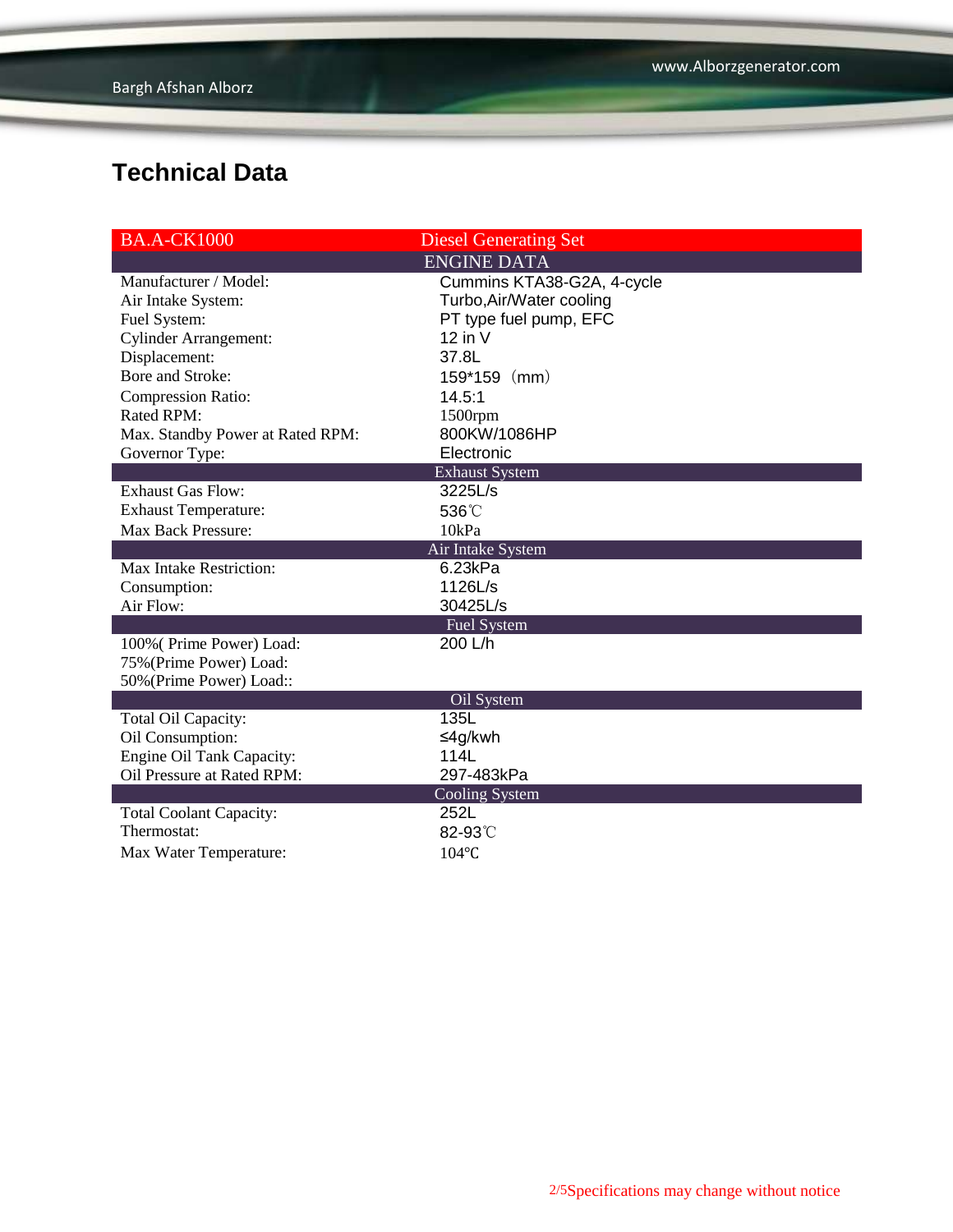# Technical Data

| BA.A-CK1000 | Diesel Generating Set |
|---|---|
| | ENGINE DATA |
| Manufacturer / Model: | Cummins KTA38-G2A, 4-cycle |
| Air Intake System: | Turbo,Air/Water cooling |
| Fuel System: | PT type fuel pump, EFC |
| Cylinder Arrangement: | 12 in V |
| Displacement: | 37.8L |
| Bore and Stroke: | 159*159（mm） |
| Compression Ratio: | 14.5:1 |
| Rated RPM: | 1500rpm |
| Max. Standby Power at Rated RPM: | 800KW/1086HP |
| Governor Type: | Electronic |
| | Exhaust System |
| Exhaust Gas Flow: | 3225L/s |
| Exhaust Temperature: | 536℃ |
| Max Back Pressure: | 10kPa |
| | Air Intake System |
| Max Intake Restriction: | 6.23kPa |
| Consumption: | 1126L/s |
| Air Flow: | 30425L/s |
| | Fuel System |
| 100%( Prime Power) Load: | 200 L/h |
| 75%(Prime Power) Load: | |
| 50%(Prime Power) Load:: | |
| | Oil System |
| Total Oil Capacity: | 135L |
| Oil Consumption: | ≤4g/kwh |
| Engine Oil Tank Capacity: | 114L |
| Oil Pressure at Rated RPM: | 297-483kPa |
| | Cooling System |
| Total Coolant Capacity: | 252L |
| Thermostat: | 82-93℃ |
| Max Water Temperature: | 104℃ |

Specifications may change without notice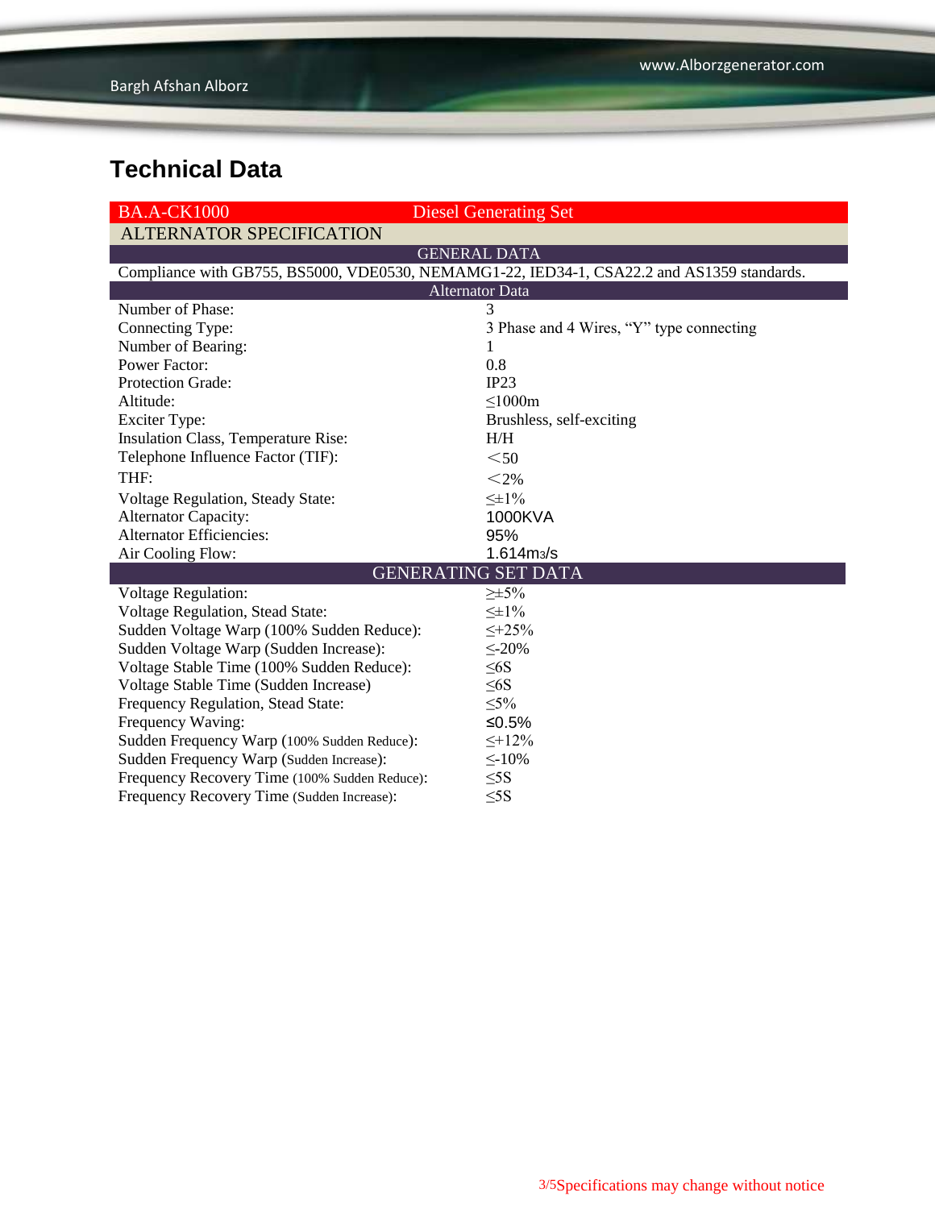# Technical Data

| BA.A-CK1000 | Diesel Generating Set |
|---|---|
| **ALTERNATOR SPECIFICATION** | |
| **GENERAL DATA** | |
| Compliance with GB755, BS5000, VDE0530, NEMAMG1-22, IED34-1, CSA22.2 and AS1359 standards. | |
| **Alternator Data** | |
| Number of Phase: | 3 |
| Connecting Type: | 3 Phase and 4 Wires, "Y" type connecting |
| Number of Bearing: | 1 |
| Power Factor: | 0.8 |
| Protection Grade: | IP23 |
| Altitude: | ≤1000m |
| Exciter Type: | Brushless, self-exciting |
| Insulation Class, Temperature Rise: | H/H |
| Telephone Influence Factor (TIF): | ＜50 |
| THF: | ＜2% |
| Voltage Regulation, Steady State: | ≤±1% |
| Alternator Capacity: | 1000KVA |
| Alternator Efficiencies: | 95% |
| Air Cooling Flow: | 1.614m$^3$/s |
| **GENERATING SET DATA** | |
| Voltage Regulation: | ≥±5% |
| Voltage Regulation, Stead State: | ≤±1% |
| Sudden Voltage Warp (100% Sudden Reduce): | ≤+25% |
| Sudden Voltage Warp (Sudden Increase): | ≤-20% |
| Voltage Stable Time (100% Sudden Reduce): | ≤6S |
| Voltage Stable Time (Sudden Increase) | ≤6S |
| Frequency Regulation, Stead State: | ≤5% |
| Frequency Waving: | ≤0.5% |
| Sudden Frequency Warp (100% Sudden Reduce): | ≤+12% |
| Sudden Frequency Warp (Sudden Increase): | ≤-10% |
| Frequency Recovery Time (100% Sudden Reduce): | ≤5S |
| Frequency Recovery Time (Sudden Increase): | ≤5S |

Specifications may change without notice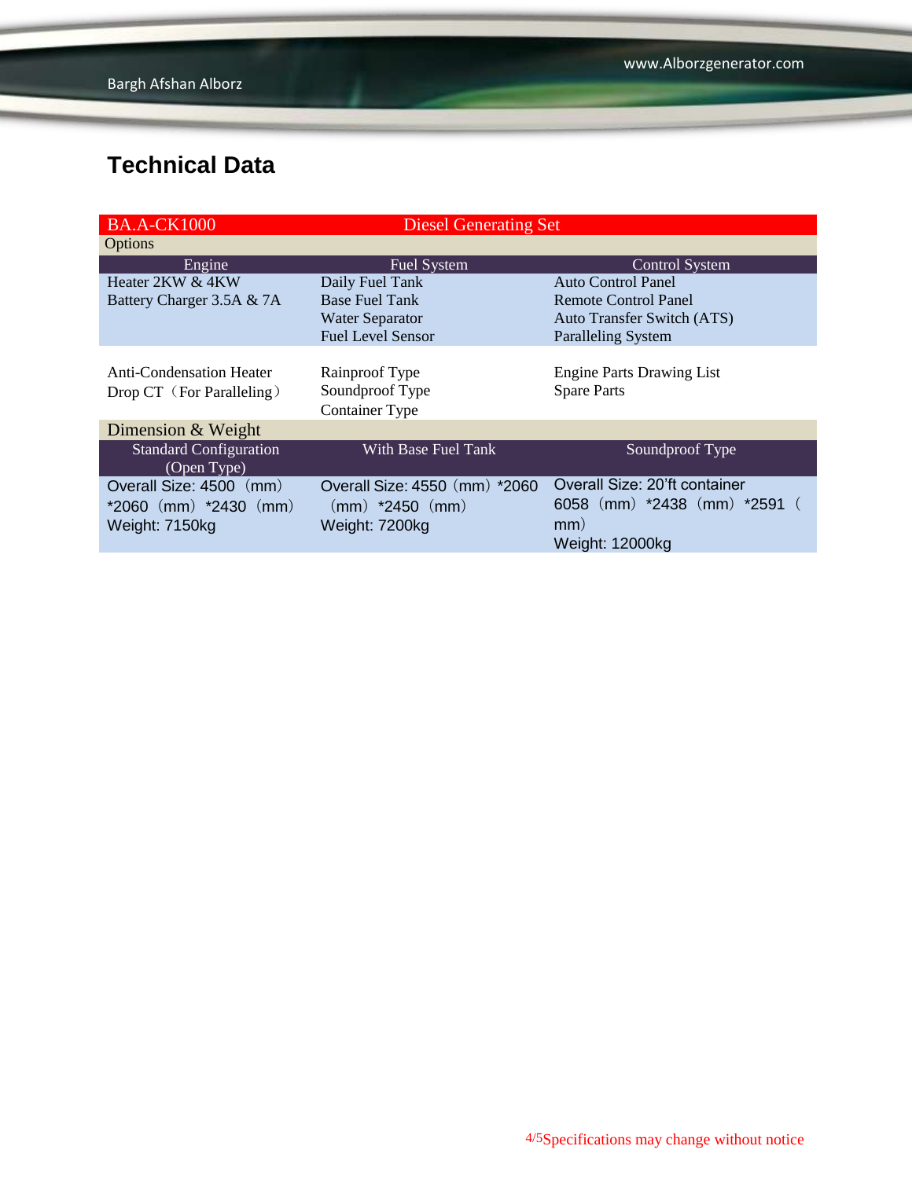## Technical Data

| BA.A-CK1000 | Diesel Generating Set | |
|---|---|---|
| Options | | |
| Engine | Fuel System | Control System |
| Heater 2KW & 4KW<br>Battery Charger 3.5A & 7A | Daily Fuel Tank<br>Base Fuel Tank<br>Water Separator<br>Fuel Level Sensor | Auto Control Panel<br>Remote Control Panel<br>Auto Transfer Switch (ATS)<br>Paralleling System |
| Anti-Condensation Heater<br>Drop CT（For Paralleling） | Rainproof Type<br>Soundproof Type<br>Container Type | Engine Parts Drawing List<br>Spare Parts |
| Dimension & Weight | | |
| Standard Configuration (Open Type) | With Base Fuel Tank | Soundproof Type |
| Overall Size: 4500（mm）*2060（mm）*2430（mm）<br>Weight: 7150kg | Overall Size: 4550（mm）*2060（mm）*2450（mm）<br>Weight: 7200kg | Overall Size: 20'ft container 6058（mm）*2438（mm）*2591（mm）<br>Weight: 12000kg |

Specifications may change without notice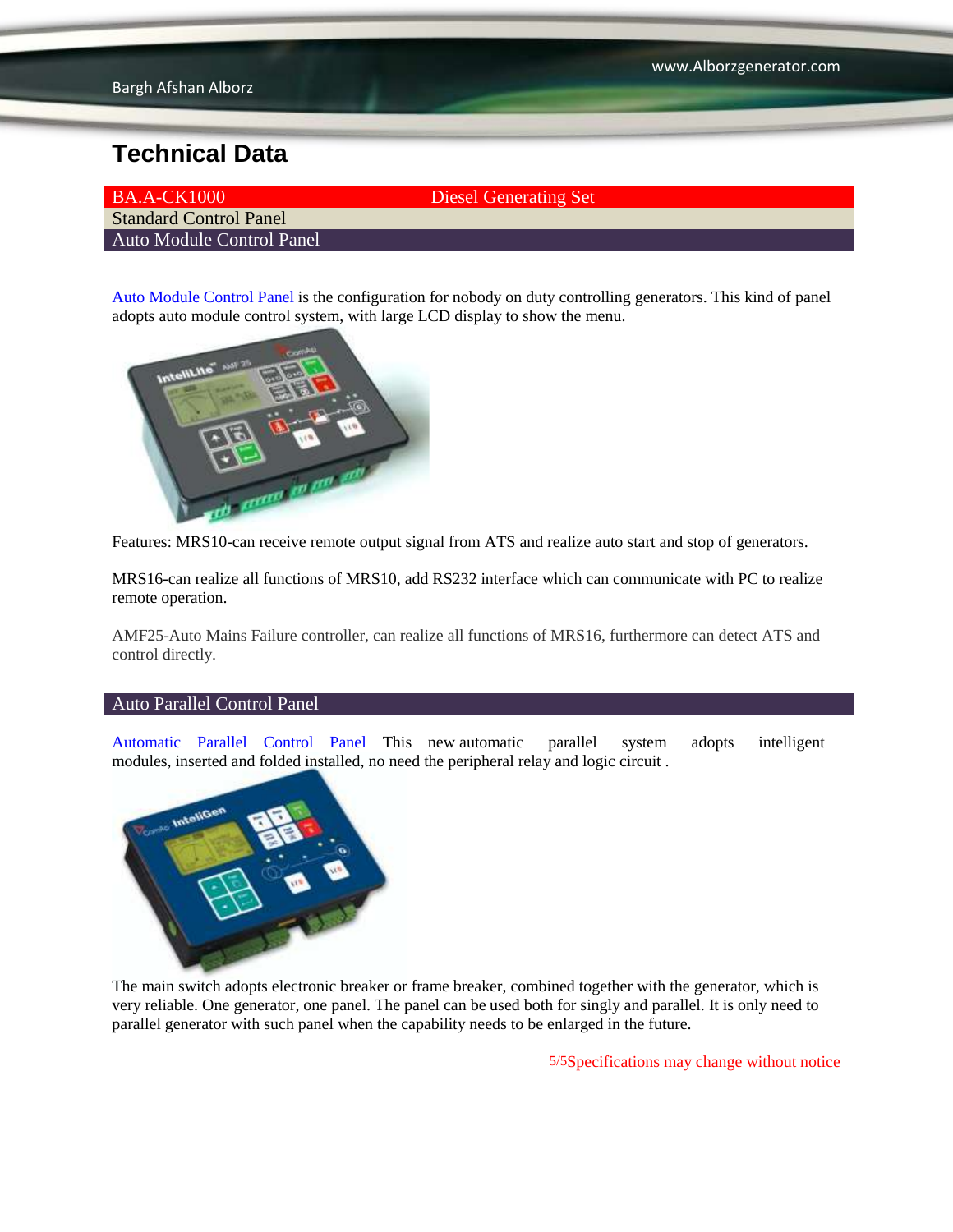## Technical Data

| BA.A-CK1000 | Diesel Generating Set |
|---|---|

### Standard Control Panel

### Auto Module Control Panel

Auto Module Control Panel is the configuration for nobody on duty controlling generators. This kind of panel adopts auto module control system, with large LCD display to show the menu.

Features: MRS10-can receive remote output signal from ATS and realize auto start and stop of generators.

MRS16-can realize all functions of MRS10, add RS232 interface which can communicate with PC to realize remote operation.

AMF25-Auto Mains Failure controller, can realize all functions of MRS16, furthermore can detect ATS and control directly.

### Auto Parallel Control Panel

Automatic Parallel Control Panel This new automatic parallel system adopts intelligent modules, inserted and folded installed, no need the peripheral relay and logic circuit .

The main switch adopts electronic breaker or frame breaker, combined together with the generator, which is very reliable. One generator, one panel. The panel can be used both for singly and parallel. It is only need to parallel generator with such panel when the capability needs to be enlarged in the future.

Specifications may change without notice